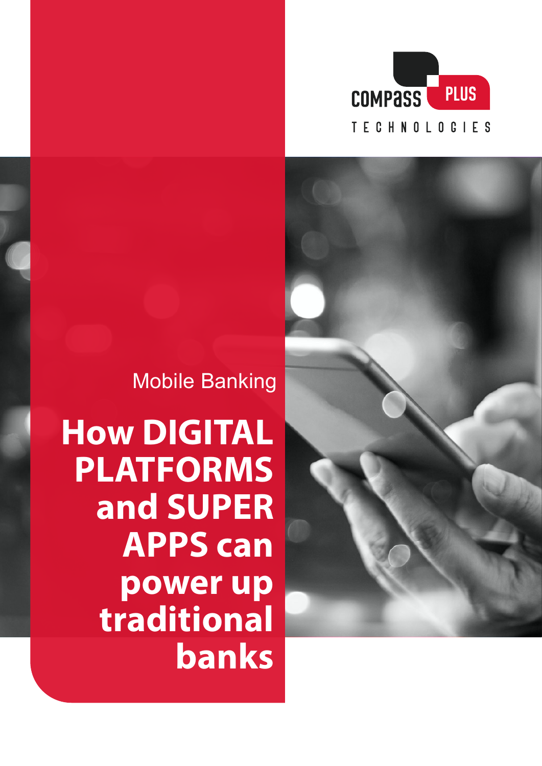COMPASS PLUS TECHNOLOGIES

Mobile Banking

# How DIGITAL PLATFORMS and SUPER APPS can power up traditional banks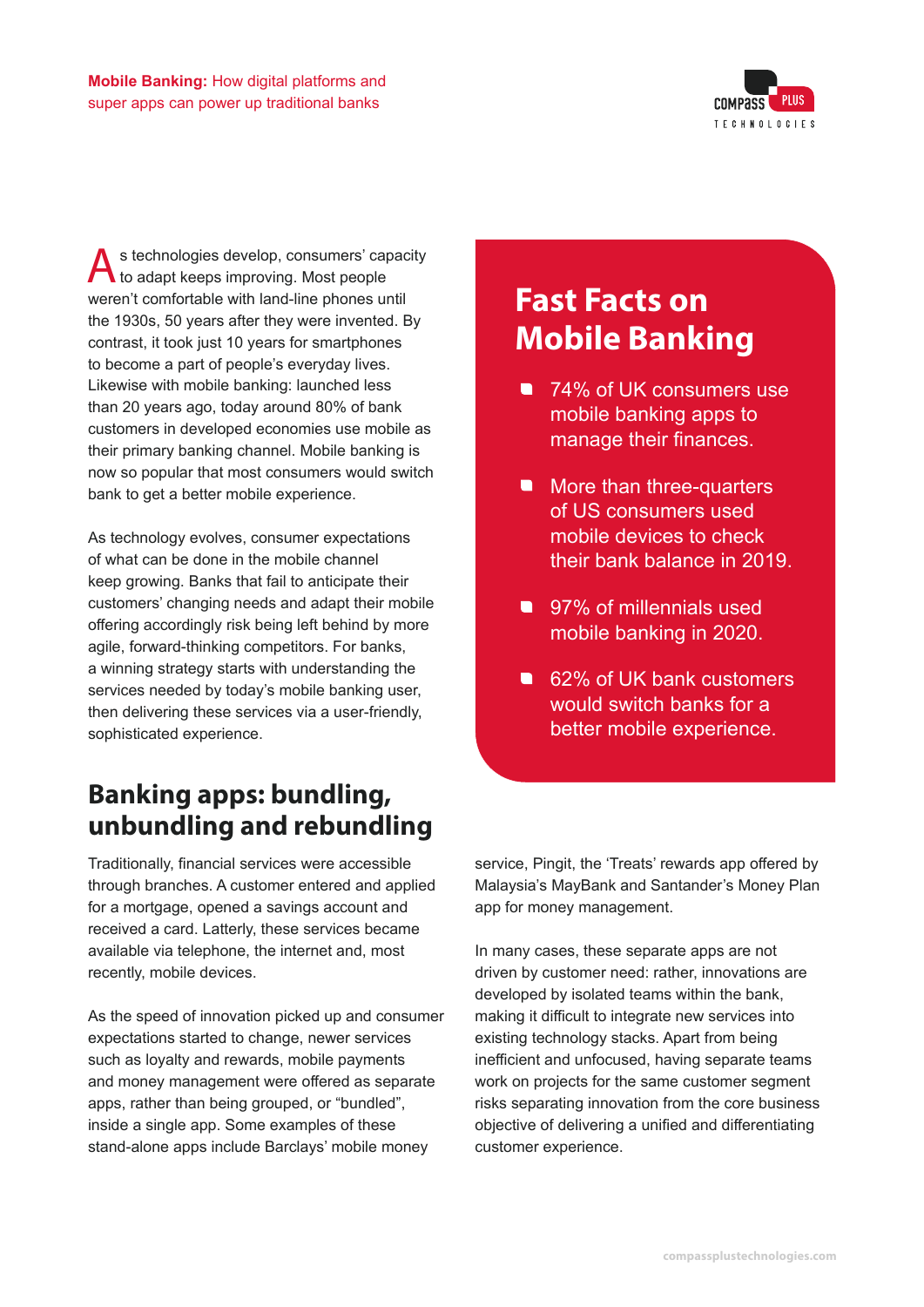As technologies develop, consumers' capacity to adapt keeps improving. Most people weren't comfortable with land-line phones until the 1930s, 50 years after they were invented. By contrast, it took just 10 years for smartphones to become a part of people's everyday lives. Likewise with mobile banking: launched less than 20 years ago, today around 80% of bank customers in developed economies use mobile as their primary banking channel. Mobile banking is now so popular that most consumers would switch bank to get a better mobile experience.

As technology evolves, consumer expectations of what can be done in the mobile channel keep growing. Banks that fail to anticipate their customers' changing needs and adapt their mobile offering accordingly risk being left behind by more agile, forward-thinking competitors. For banks, a winning strategy starts with understanding the services needed by today's mobile banking user, then delivering these services via a user-friendly, sophisticated experience.

## Fast Facts on Mobile Banking

- 74% of UK consumers use mobile banking apps to manage their finances.
- More than three-quarters of US consumers used mobile devices to check their bank balance in 2019.
- 97% of millennials used mobile banking in 2020.
- 62% of UK bank customers would switch banks for a better mobile experience.

## Banking apps: bundling, unbundling and rebundling

Traditionally, financial services were accessible through branches. A customer entered and applied for a mortgage, opened a savings account and received a card. Latterly, these services became available via telephone, the internet and, most recently, mobile devices.

As the speed of innovation picked up and consumer expectations started to change, newer services such as loyalty and rewards, mobile payments and money management were offered as separate apps, rather than being grouped, or "bundled", inside a single app. Some examples of these stand-alone apps include Barclays' mobile money service, Pingit, the 'Treats' rewards app offered by Malaysia's MayBank and Santander's Money Plan app for money management.

In many cases, these separate apps are not driven by customer need: rather, innovations are developed by isolated teams within the bank, making it difficult to integrate new services into existing technology stacks. Apart from being inefficient and unfocused, having separate teams work on projects for the same customer segment risks separating innovation from the core business objective of delivering a unified and differentiating customer experience.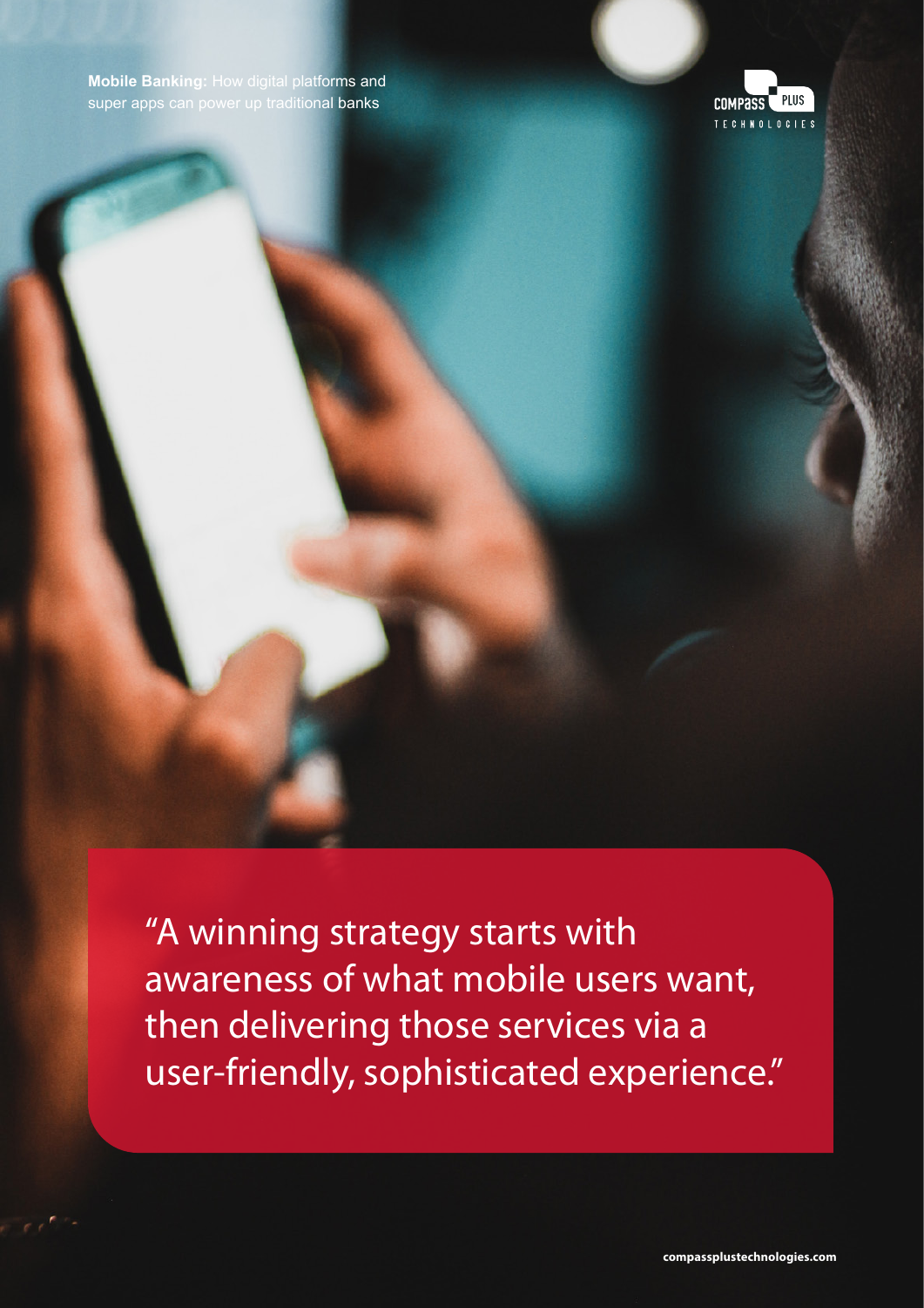"A winning strategy starts with awareness of what mobile users want, then delivering those services via a user-friendly, sophisticated experience."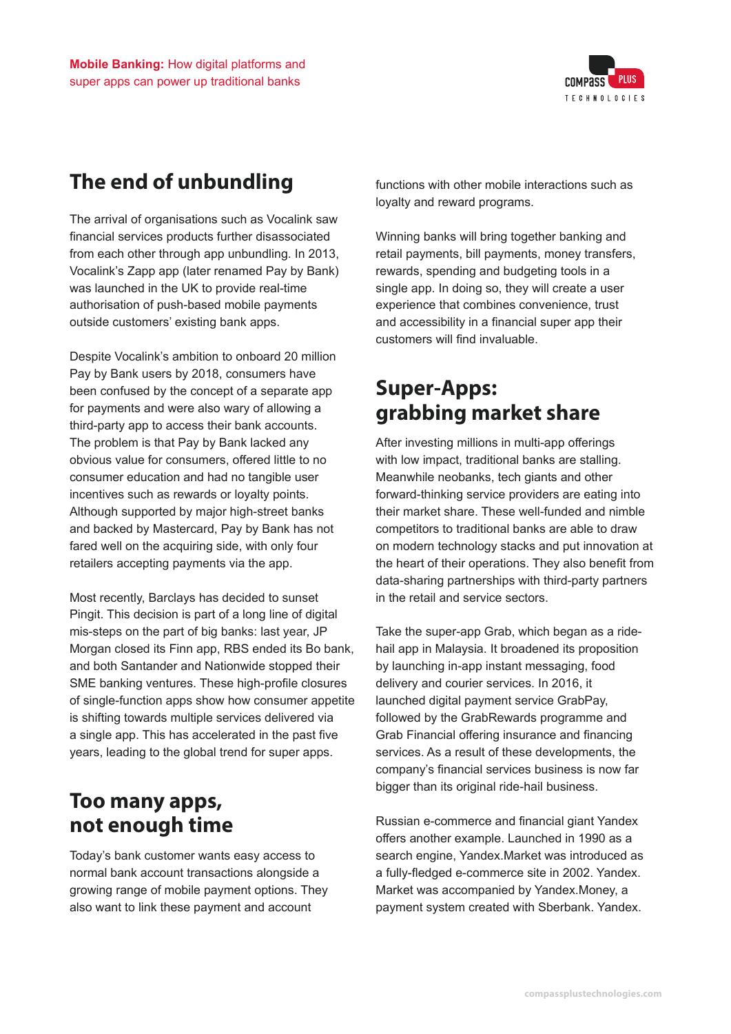## The end of unbundling

The arrival of organisations such as Vocalink saw financial services products further disassociated from each other through app unbundling. In 2013, Vocalink's Zapp app (later renamed Pay by Bank) was launched in the UK to provide real-time authorisation of push-based mobile payments outside customers' existing bank apps.

Despite Vocalink's ambition to onboard 20 million Pay by Bank users by 2018, consumers have been confused by the concept of a separate app for payments and were also wary of allowing a third-party app to access their bank accounts. The problem is that Pay by Bank lacked any obvious value for consumers, offered little to no consumer education and had no tangible user incentives such as rewards or loyalty points. Although supported by major high-street banks and backed by Mastercard, Pay by Bank has not fared well on the acquiring side, with only four retailers accepting payments via the app.

Most recently, Barclays has decided to sunset Pingit. This decision is part of a long line of digital mis-steps on the part of big banks: last year, JP Morgan closed its Finn app, RBS ended its Bo bank, and both Santander and Nationwide stopped their SME banking ventures. These high-profile closures of single-function apps show how consumer appetite is shifting towards multiple services delivered via a single app. This has accelerated in the past five years, leading to the global trend for super apps.

## Too many apps, not enough time

Today's bank customer wants easy access to normal bank account transactions alongside a growing range of mobile payment options. They also want to link these payment and account functions with other mobile interactions such as loyalty and reward programs.

Winning banks will bring together banking and retail payments, bill payments, money transfers, rewards, spending and budgeting tools in a single app. In doing so, they will create a user experience that combines convenience, trust and accessibility in a financial super app their customers will find invaluable.

## Super-Apps: grabbing market share

After investing millions in multi-app offerings with low impact, traditional banks are stalling. Meanwhile neobanks, tech giants and other forward-thinking service providers are eating into their market share. These well-funded and nimble competitors to traditional banks are able to draw on modern technology stacks and put innovation at the heart of their operations. They also benefit from data-sharing partnerships with third-party partners in the retail and service sectors.

Take the super-app Grab, which began as a ride-hail app in Malaysia. It broadened its proposition by launching in-app instant messaging, food delivery and courier services. In 2016, it launched digital payment service GrabPay, followed by the GrabRewards programme and Grab Financial offering insurance and financing services. As a result of these developments, the company's financial services business is now far bigger than its original ride-hail business.

Russian e-commerce and financial giant Yandex offers another example. Launched in 1990 as a search engine, Yandex.Market was introduced as a fully-fledged e-commerce site in 2002. Yandex. Market was accompanied by Yandex.Money, a payment system created with Sberbank. Yandex.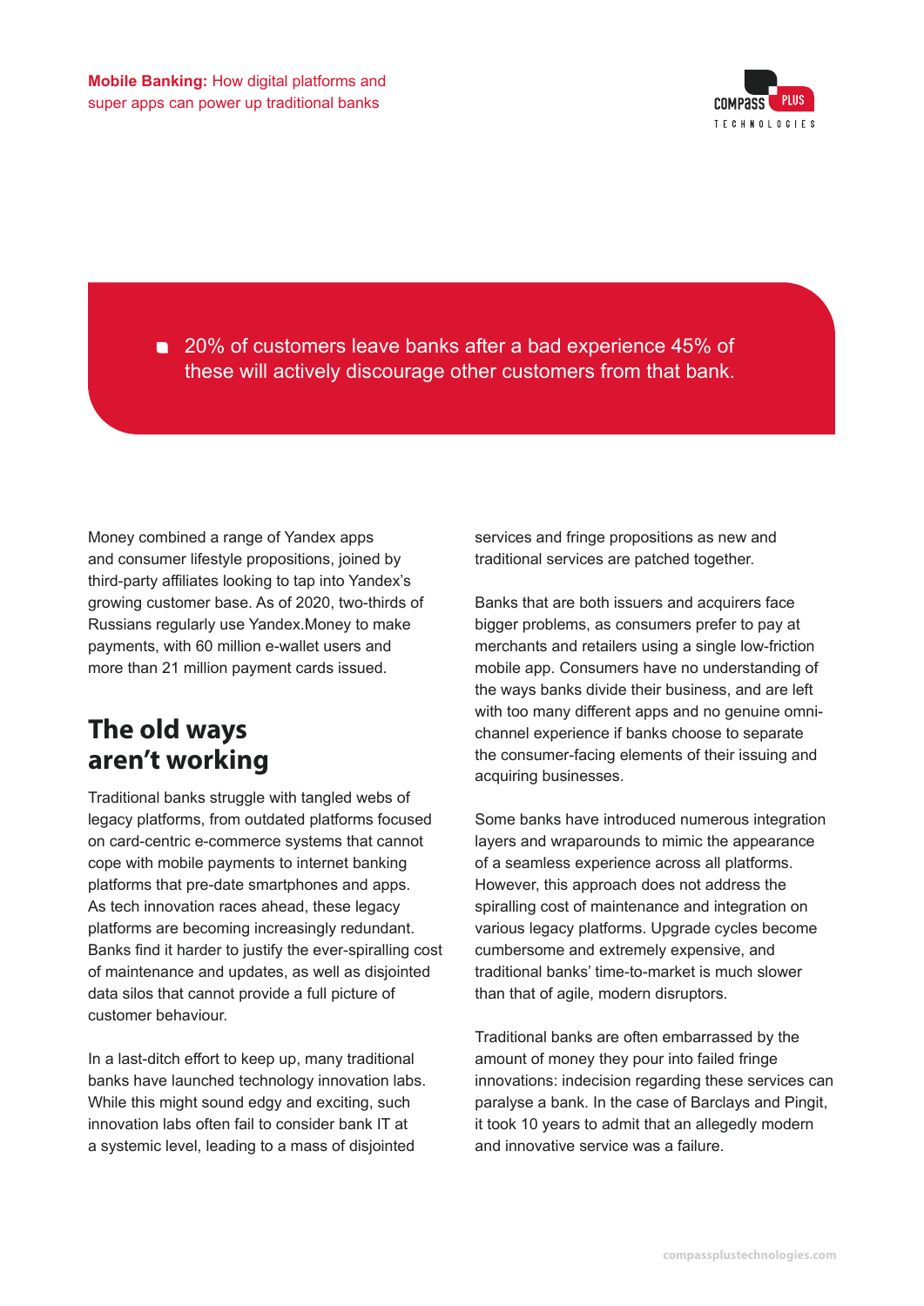- 20% of customers leave banks after a bad experience 45% of these will actively discourage other customers from that bank.

Money combined a range of Yandex apps and consumer lifestyle propositions, joined by third-party affiliates looking to tap into Yandex's growing customer base. As of 2020, two-thirds of Russians regularly use Yandex.Money to make payments, with 60 million e-wallet users and more than 21 million payment cards issued.

## The old ways aren't working

Traditional banks struggle with tangled webs of legacy platforms, from outdated platforms focused on card-centric e-commerce systems that cannot cope with mobile payments to internet banking platforms that pre-date smartphones and apps. As tech innovation races ahead, these legacy platforms are becoming increasingly redundant. Banks find it harder to justify the ever-spiralling cost of maintenance and updates, as well as disjointed data silos that cannot provide a full picture of customer behaviour.

In a last-ditch effort to keep up, many traditional banks have launched technology innovation labs. While this might sound edgy and exciting, such innovation labs often fail to consider bank IT at a systemic level, leading to a mass of disjointed services and fringe propositions as new and traditional services are patched together.

Banks that are both issuers and acquirers face bigger problems, as consumers prefer to pay at merchants and retailers using a single low-friction mobile app. Consumers have no understanding of the ways banks divide their business, and are left with too many different apps and no genuine omni-channel experience if banks choose to separate the consumer-facing elements of their issuing and acquiring businesses.

Some banks have introduced numerous integration layers and wraparounds to mimic the appearance of a seamless experience across all platforms. However, this approach does not address the spiralling cost of maintenance and integration on various legacy platforms. Upgrade cycles become cumbersome and extremely expensive, and traditional banks' time-to-market is much slower than that of agile, modern disruptors.

Traditional banks are often embarrassed by the amount of money they pour into failed fringe innovations: indecision regarding these services can paralyse a bank. In the case of Barclays and Pingit, it took 10 years to admit that an allegedly modern and innovative service was a failure.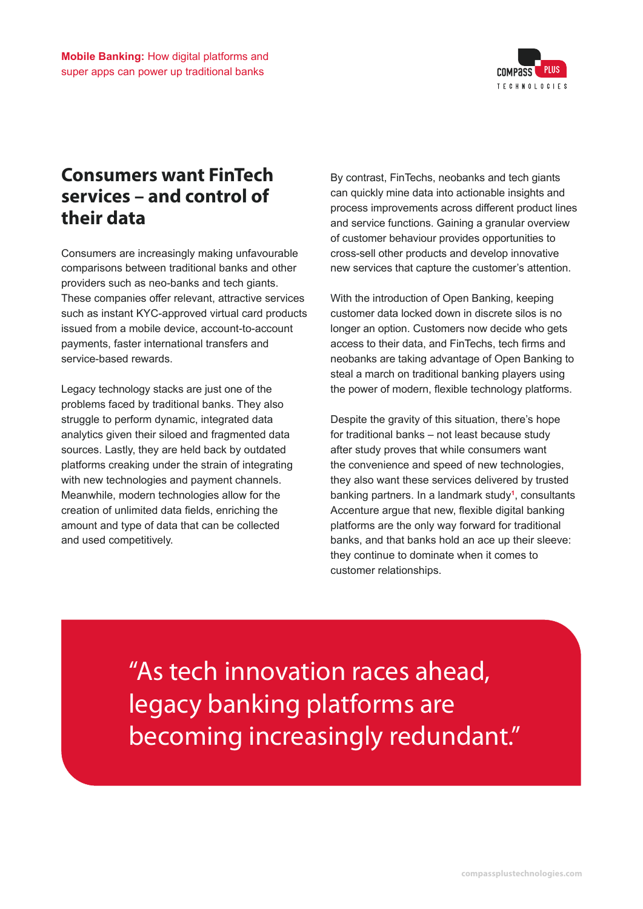## Consumers want FinTech services – and control of their data

Consumers are increasingly making unfavourable comparisons between traditional banks and other providers such as neo-banks and tech giants. These companies offer relevant, attractive services such as instant KYC-approved virtual card products issued from a mobile device, account-to-account payments, faster international transfers and service-based rewards.

Legacy technology stacks are just one of the problems faced by traditional banks. They also struggle to perform dynamic, integrated data analytics given their siloed and fragmented data sources. Lastly, they are held back by outdated platforms creaking under the strain of integrating with new technologies and payment channels. Meanwhile, modern technologies allow for the creation of unlimited data fields, enriching the amount and type of data that can be collected and used competitively.

By contrast, FinTechs, neobanks and tech giants can quickly mine data into actionable insights and process improvements across different product lines and service functions. Gaining a granular overview of customer behaviour provides opportunities to cross-sell other products and develop innovative new services that capture the customer's attention.

With the introduction of Open Banking, keeping customer data locked down in discrete silos is no longer an option. Customers now decide who gets access to their data, and FinTechs, tech firms and neobanks are taking advantage of Open Banking to steal a march on traditional banking players using the power of modern, flexible technology platforms.

Despite the gravity of this situation, there's hope for traditional banks – not least because study after study proves that while consumers want the convenience and speed of new technologies, they also want these services delivered by trusted banking partners. In a landmark study[1], consultants Accenture argue that new, flexible digital banking platforms are the only way forward for traditional banks, and that banks hold an ace up their sleeve: they continue to dominate when it comes to customer relationships.

> "As tech innovation races ahead, legacy banking platforms are becoming increasingly redundant."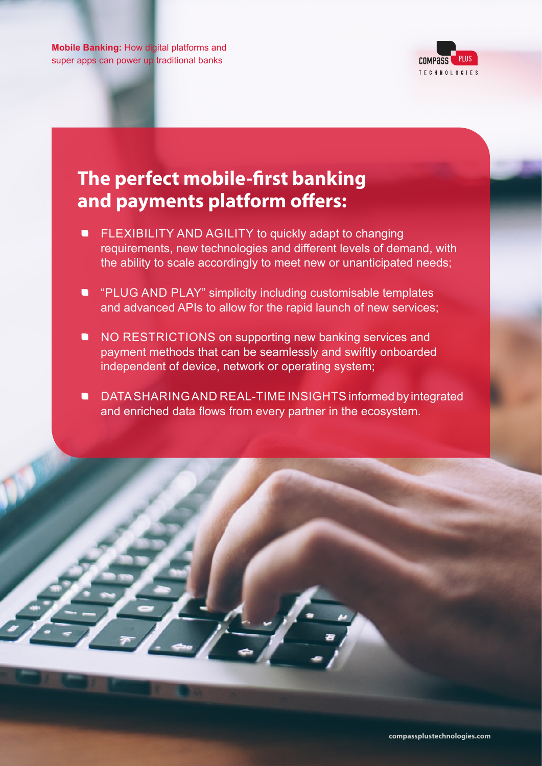## The perfect mobile-first banking and payments platform offers:

- FLEXIBILITY AND AGILITY to quickly adapt to changing requirements, new technologies and different levels of demand, with the ability to scale accordingly to meet new or unanticipated needs;
- "PLUG AND PLAY" simplicity including customisable templates and advanced APIs to allow for the rapid launch of new services;
- NO RESTRICTIONS on supporting new banking services and payment methods that can be seamlessly and swiftly onboarded independent of device, network or operating system;
- DATA SHARING AND REAL-TIME INSIGHTS informed by integrated and enriched data flows from every partner in the ecosystem.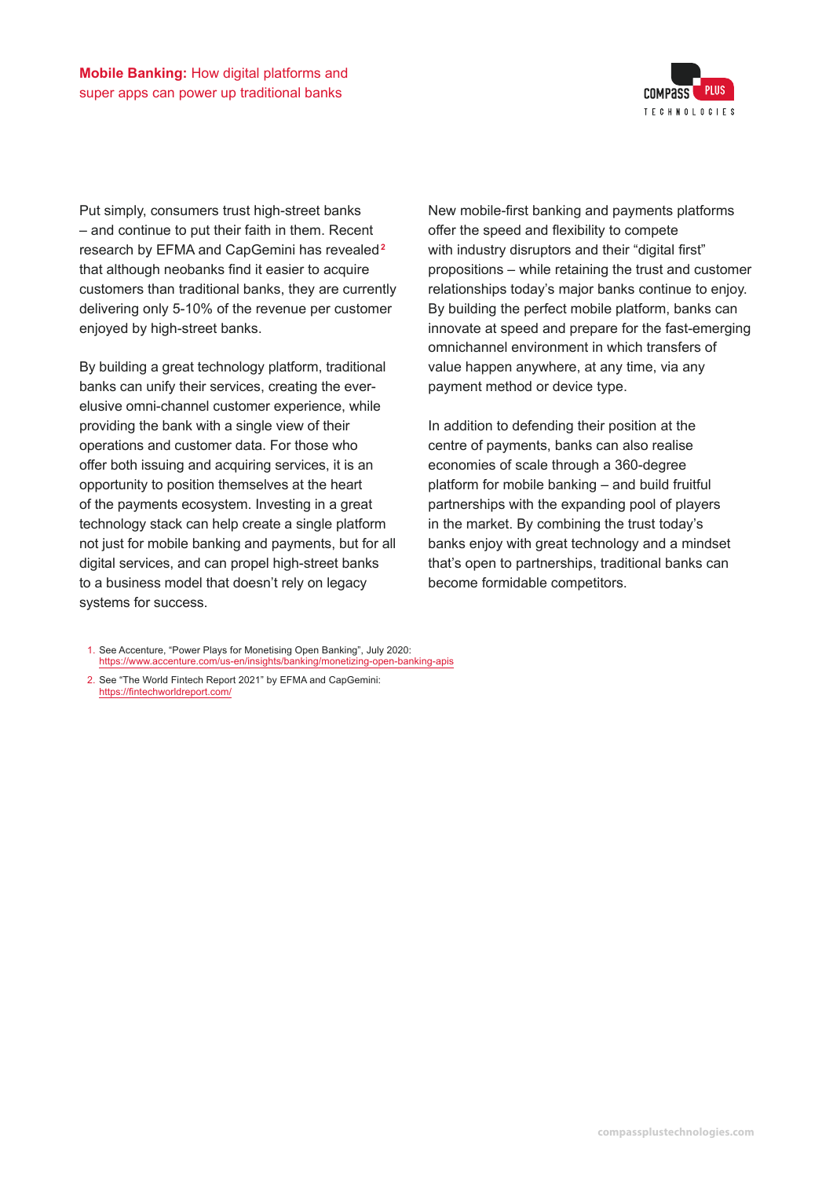Put simply, consumers trust high-street banks – and continue to put their faith in them. Recent research by EFMA and CapGemini has revealed[2] that although neobanks find it easier to acquire customers than traditional banks, they are currently delivering only 5-10% of the revenue per customer enjoyed by high-street banks.

By building a great technology platform, traditional banks can unify their services, creating the ever-elusive omni-channel customer experience, while providing the bank with a single view of their operations and customer data. For those who offer both issuing and acquiring services, it is an opportunity to position themselves at the heart of the payments ecosystem. Investing in a great technology stack can help create a single platform not just for mobile banking and payments, but for all digital services, and can propel high-street banks to a business model that doesn't rely on legacy systems for success.

New mobile-first banking and payments platforms offer the speed and flexibility to compete with industry disruptors and their "digital first" propositions – while retaining the trust and customer relationships today's major banks continue to enjoy. By building the perfect mobile platform, banks can innovate at speed and prepare for the fast-emerging omnichannel environment in which transfers of value happen anywhere, at any time, via any payment method or device type.

In addition to defending their position at the centre of payments, banks can also realise economies of scale through a 360-degree platform for mobile banking – and build fruitful partnerships with the expanding pool of players in the market. By combining the trust today's banks enjoy with great technology and a mindset that's open to partnerships, traditional banks can become formidable competitors.

1. See Accenture, "Power Plays for Monetising Open Banking", July 2020: https://www.accenture.com/us-en/insights/banking/monetizing-open-banking-apis
2. See "The World Fintech Report 2021" by EFMA and CapGemini: https://fintechworldreport.com/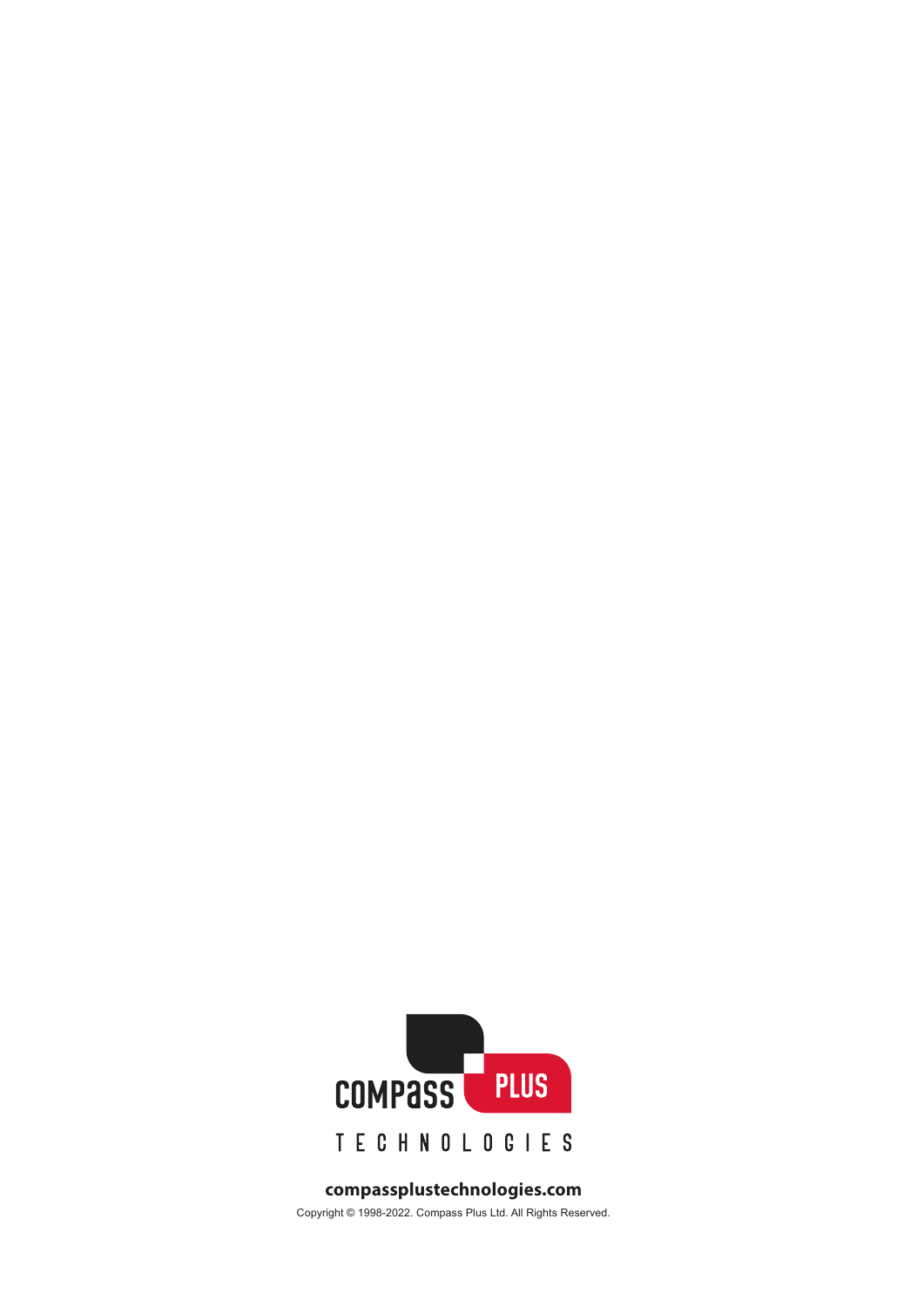COMPASS PLUS

TECHNOLOGIES

**compassplustechnologies.com**

Copyright © 1998-2022. Compass Plus Ltd. All Rights Reserved.